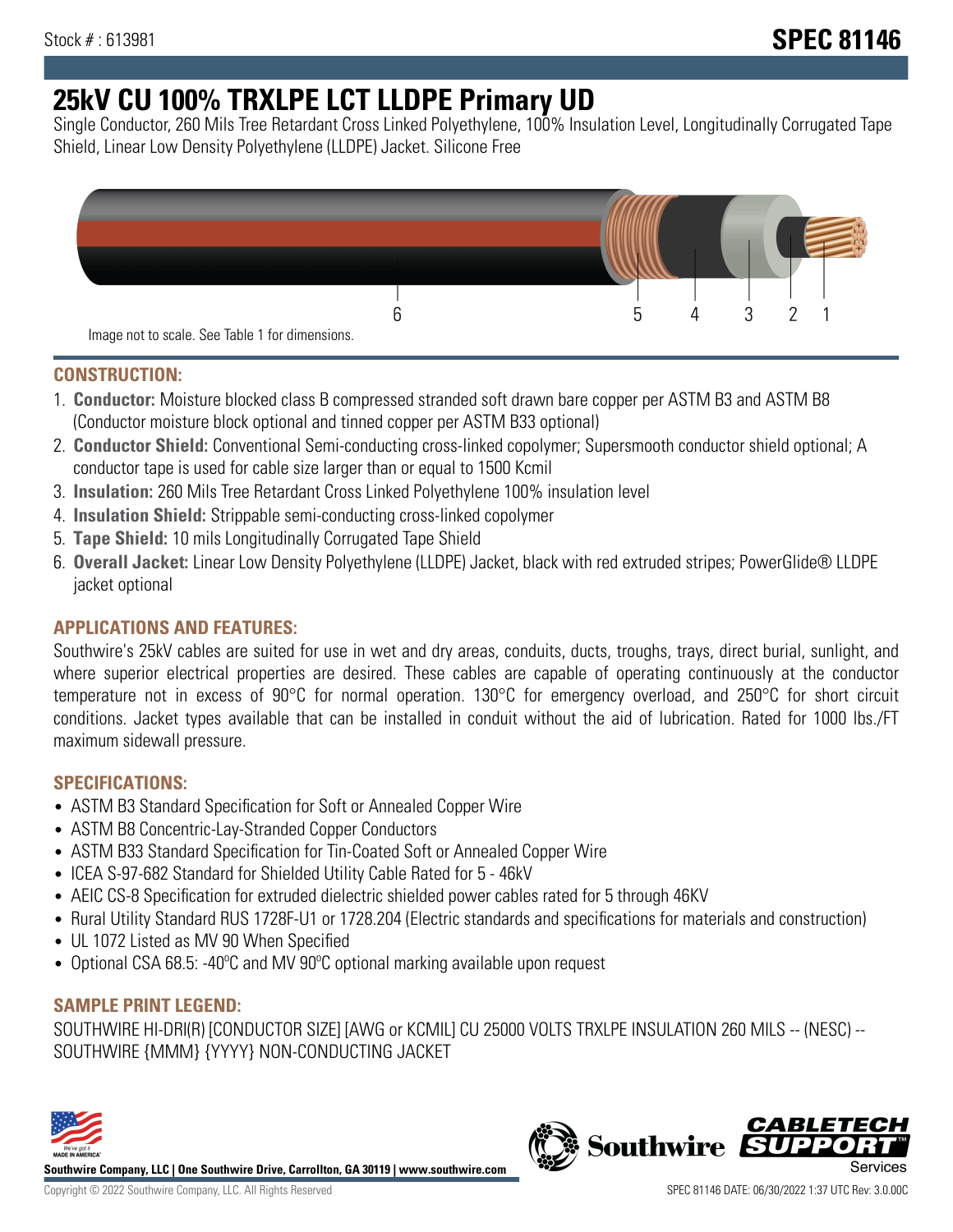Stock # : 613981

# SPEC 81146

# 25kV CU 100% TRXLPE LCT LLDPE Primary UD

Single Conductor, 260 Mils Tree Retardant Cross Linked Polyethylene, 100% Insulation Level, Longitudinally Corrugated Tape Shield, Linear Low Density Polyethylene (LLDPE) Jacket. Silicone Free

6 5 4 3 2 1

Image not to scale. See Table 1 for dimensions.

## CONSTRUCTION:

1. **Conductor:** Moisture blocked class B compressed stranded soft drawn bare copper per ASTM B3 and ASTM B8 (Conductor moisture block optional and tinned copper per ASTM B33 optional)
2. **Conductor Shield:** Conventional Semi-conducting cross-linked copolymer; Supersmooth conductor shield optional; A conductor tape is used for cable size larger than or equal to 1500 Kcmil
3. **Insulation:** 260 Mils Tree Retardant Cross Linked Polyethylene 100% insulation level
4. **Insulation Shield:** Strippable semi-conducting cross-linked copolymer
5. **Tape Shield:** 10 mils Longitudinally Corrugated Tape Shield
6. **Overall Jacket:** Linear Low Density Polyethylene (LLDPE) Jacket, black with red extruded stripes; PowerGlide® LLDPE jacket optional

## APPLICATIONS AND FEATURES:

Southwire's 25kV cables are suited for use in wet and dry areas, conduits, ducts, troughs, trays, direct burial, sunlight, and where superior electrical properties are desired. These cables are capable of operating continuously at the conductor temperature not in excess of 90°C for normal operation. 130°C for emergency overload, and 250°C for short circuit conditions. Jacket types available that can be installed in conduit without the aid of lubrication. Rated for 1000 lbs./FT maximum sidewall pressure.

## SPECIFICATIONS:

- ASTM B3 Standard Specification for Soft or Annealed Copper Wire
- ASTM B8 Concentric-Lay-Stranded Copper Conductors
- ASTM B33 Standard Specification for Tin-Coated Soft or Annealed Copper Wire
- ICEA S-97-682 Standard for Shielded Utility Cable Rated for 5 - 46kV
- AEIC CS-8 Specification for extruded dielectric shielded power cables rated for 5 through 46KV
- Rural Utility Standard RUS 1728F-U1 or 1728.204 (Electric standards and specifications for materials and construction)
- UL 1072 Listed as MV 90 When Specified
- Optional CSA 68.5: -40ºC and MV 90ºC optional marking available upon request

## SAMPLE PRINT LEGEND:

SOUTHWIRE HI-DRI(R) [CONDUCTOR SIZE] [AWG or KCMIL] CU 25000 VOLTS TRXLPE INSULATION 260 MILS -- (NESC) -- SOUTHWIRE {MMM} {YYYY} NON-CONDUCTING JACKET

**Southwire Company, LLC | One Southwire Drive, Carrollton, GA 30119 | www.southwire.com**

Copyright © 2022 Southwire Company, LLC. All Rights Reserved

SPEC 81146 DATE: 06/30/2022 1:37 UTC Rev: 3.0.00C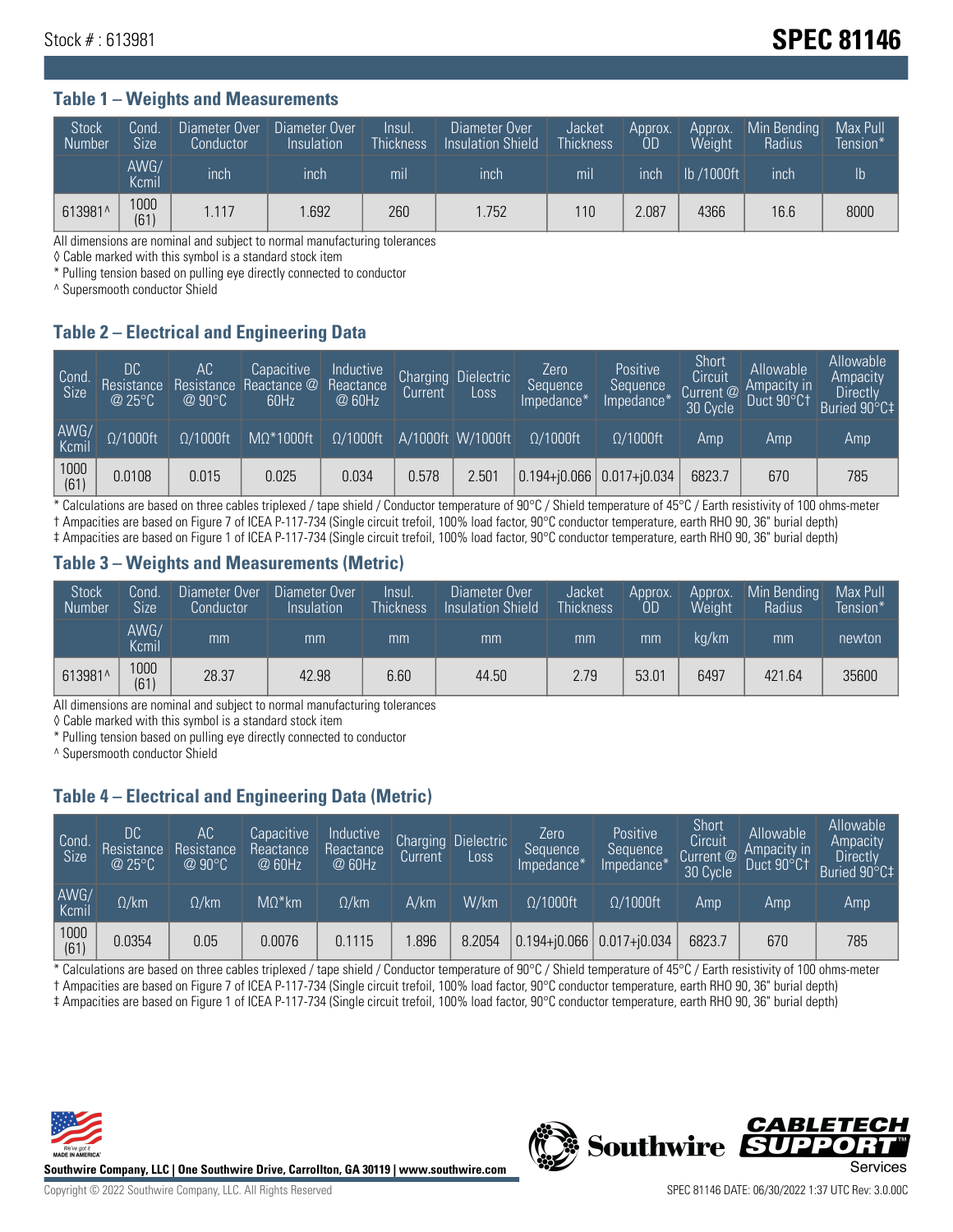Stock # : 613981

# SPEC 81146

## Table 1 – Weights and Measurements

| Stock Number | Cond. Size | Diameter Over Conductor | Diameter Over Insulation | Insul. Thickness | Diameter Over Insulation Shield | Jacket Thickness | Approx. OD | Approx. Weight | Min Bending Radius | Max Pull Tension* |
|---|---|---|---|---|---|---|---|---|---|---|
| | AWG/ Kcmil | inch | inch | mil | inch | mil | inch | lb /1000ft | inch | lb |
| 613981^ | 1000 (61) | 1.117 | 1.692 | 260 | 1.752 | 110 | 2.087 | 4366 | 16.6 | 8000 |

All dimensions are nominal and subject to normal manufacturing tolerances

◊ Cable marked with this symbol is a standard stock item

* Pulling tension based on pulling eye directly connected to conductor

^ Supersmooth conductor Shield

## Table 2 – Electrical and Engineering Data

| Cond. Size | DC Resistance @ 25°C | AC Resistance @ 90°C | Capacitive Reactance @ 60Hz | Inductive Reactance @ 60Hz | Charging Current | Dielectric Loss | Zero Sequence Impedance* | Positive Sequence Impedance* | Short Circuit Current @ 30 Cycle | Allowable Ampacity in Duct 90°C† | Allowable Ampacity Directly Buried 90°C‡ |
|---|---|---|---|---|---|---|---|---|---|---|---|
| AWG/ Kcmil | Ω/1000ft | Ω/1000ft | MΩ*1000ft | Ω/1000ft | A/1000ft | W/1000ft | Ω/1000ft | Ω/1000ft | Amp | Amp | Amp |
| 1000 (61) | 0.0108 | 0.015 | 0.025 | 0.034 | 0.578 | 2.501 | 0.194+j0.066 | 0.017+j0.034 | 6823.7 | 670 | 785 |

* Calculations are based on three cables triplexed / tape shield / Conductor temperature of 90°C / Shield temperature of 45°C / Earth resistivity of 100 ohms-meter

† Ampacities are based on Figure 7 of ICEA P-117-734 (Single circuit trefoil, 100% load factor, 90°C conductor temperature, earth RHO 90, 36" burial depth)

‡ Ampacities are based on Figure 1 of ICEA P-117-734 (Single circuit trefoil, 100% load factor, 90°C conductor temperature, earth RHO 90, 36" burial depth)

## Table 3 – Weights and Measurements (Metric)

| Stock Number | Cond. Size | Diameter Over Conductor | Diameter Over Insulation | Insul. Thickness | Diameter Over Insulation Shield | Jacket Thickness | Approx. OD | Approx. Weight | Min Bending Radius | Max Pull Tension* |
|---|---|---|---|---|---|---|---|---|---|---|
| | AWG/ Kcmil | mm | mm | mm | mm | mm | mm | kg/km | mm | newton |
| 613981^ | 1000 (61) | 28.37 | 42.98 | 6.60 | 44.50 | 2.79 | 53.01 | 6497 | 421.64 | 35600 |

All dimensions are nominal and subject to normal manufacturing tolerances

◊ Cable marked with this symbol is a standard stock item

* Pulling tension based on pulling eye directly connected to conductor

^ Supersmooth conductor Shield

## Table 4 – Electrical and Engineering Data (Metric)

| Cond. Size | DC Resistance @ 25°C | AC Resistance @ 90°C | Capacitive Reactance @ 60Hz | Inductive Reactance @ 60Hz | Charging Current | Dielectric Loss | Zero Sequence Impedance* | Positive Sequence Impedance* | Short Circuit Current @ 30 Cycle | Allowable Ampacity in Duct 90°C† | Allowable Ampacity Directly Buried 90°C‡ |
|---|---|---|---|---|---|---|---|---|---|---|---|
| AWG/ Kcmil | Ω/km | Ω/km | MΩ*km | Ω/km | A/km | W/km | Ω/1000ft | Ω/1000ft | Amp | Amp | Amp |
| 1000 (61) | 0.0354 | 0.05 | 0.0076 | 0.1115 | 1.896 | 8.2054 | 0.194+j0.066 | 0.017+j0.034 | 6823.7 | 670 | 785 |

* Calculations are based on three cables triplexed / tape shield / Conductor temperature of 90°C / Shield temperature of 45°C / Earth resistivity of 100 ohms-meter

† Ampacities are based on Figure 7 of ICEA P-117-734 (Single circuit trefoil, 100% load factor, 90°C conductor temperature, earth RHO 90, 36" burial depth)

‡ Ampacities are based on Figure 1 of ICEA P-117-734 (Single circuit trefoil, 100% load factor, 90°C conductor temperature, earth RHO 90, 36" burial depth)

Southwire Company, LLC | One Southwire Drive, Carrollton, GA 30119 | www.southwire.com

Copyright © 2022 Southwire Company, LLC. All Rights Reserved

SPEC 81146 DATE: 06/30/2022 1:37 UTC Rev: 3.0.00C